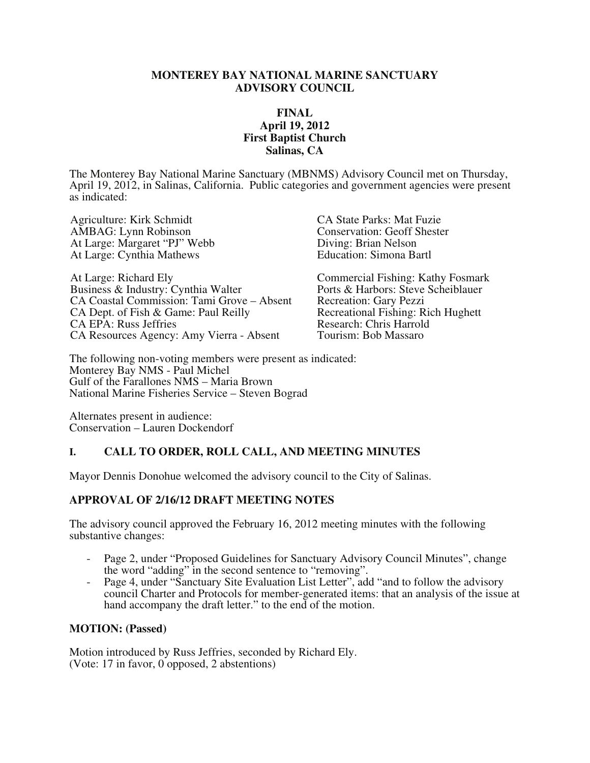# MONTEREY BAY NATIONAL MARINE SANCTUARY ADVISORY COUNCIL

**FINAL**
**April 19, 2012**
**First Baptist Church**
**Salinas, CA**

The Monterey Bay National Marine Sanctuary (MBNMS) Advisory Council met on Thursday, April 19, 2012, in Salinas, California. Public categories and government agencies were present as indicated:

Agriculture: Kirk Schmidt
AMBAG: Lynn Robinson
At Large: Margaret "PJ" Webb
At Large: Cynthia Mathews

At Large: Richard Ely
Business & Industry: Cynthia Walter
CA Coastal Commission: Tami Grove – Absent
CA Dept. of Fish & Game: Paul Reilly
CA EPA: Russ Jeffries
CA Resources Agency: Amy Vierra - Absent

CA State Parks: Mat Fuzie
Conservation: Geoff Shester
Diving: Brian Nelson
Education: Simona Bartl

Commercial Fishing: Kathy Fosmark
Ports & Harbors: Steve Scheiblauer
Recreation: Gary Pezzi
Recreational Fishing: Rich Hughett
Research: Chris Harrold
Tourism: Bob Massaro

The following non-voting members were present as indicated:
Monterey Bay NMS - Paul Michel
Gulf of the Farallones NMS – Maria Brown
National Marine Fisheries Service – Steven Bograd

Alternates present in audience:
Conservation – Lauren Dockendorf

## I. CALL TO ORDER, ROLL CALL, AND MEETING MINUTES

Mayor Dennis Donohue welcomed the advisory council to the City of Salinas.

### APPROVAL OF 2/16/12 DRAFT MEETING NOTES

The advisory council approved the February 16, 2012 meeting minutes with the following substantive changes:

- Page 2, under "Proposed Guidelines for Sanctuary Advisory Council Minutes", change the word "adding" in the second sentence to "removing".
- Page 4, under "Sanctuary Site Evaluation List Letter", add "and to follow the advisory council Charter and Protocols for member-generated items: that an analysis of the issue at hand accompany the draft letter." to the end of the motion.

### MOTION: (Passed)

Motion introduced by Russ Jeffries, seconded by Richard Ely.
(Vote: 17 in favor, 0 opposed, 2 abstentions)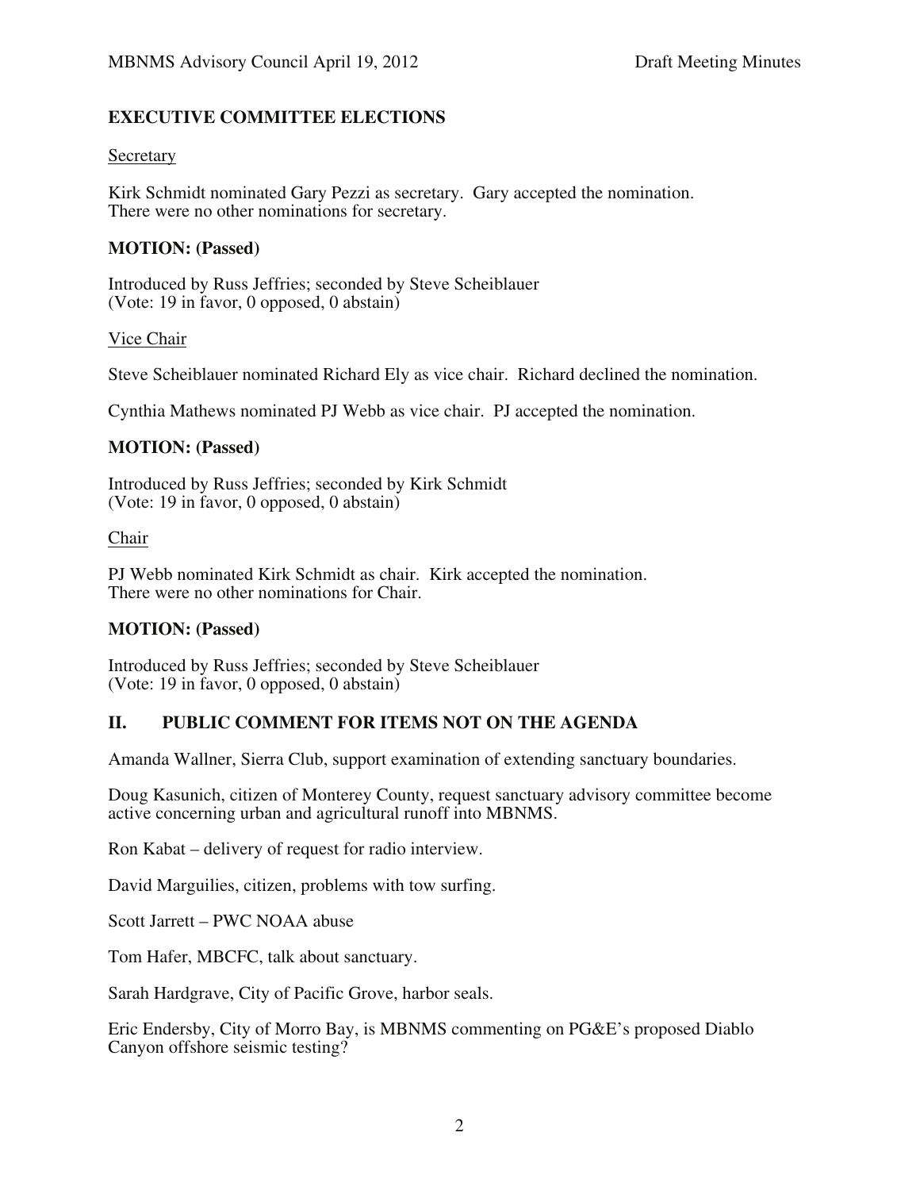## EXECUTIVE COMMITTEE ELECTIONS

Secretary

Kirk Schmidt nominated Gary Pezzi as secretary. Gary accepted the nomination. There were no other nominations for secretary.

**MOTION: (Passed)**

Introduced by Russ Jeffries; seconded by Steve Scheiblauer
(Vote: 19 in favor, 0 opposed, 0 abstain)

Vice Chair

Steve Scheiblauer nominated Richard Ely as vice chair. Richard declined the nomination.

Cynthia Mathews nominated PJ Webb as vice chair. PJ accepted the nomination.

**MOTION: (Passed)**

Introduced by Russ Jeffries; seconded by Kirk Schmidt
(Vote: 19 in favor, 0 opposed, 0 abstain)

Chair

PJ Webb nominated Kirk Schmidt as chair. Kirk accepted the nomination. There were no other nominations for Chair.

**MOTION: (Passed)**

Introduced by Russ Jeffries; seconded by Steve Scheiblauer
(Vote: 19 in favor, 0 opposed, 0 abstain)

## II. PUBLIC COMMENT FOR ITEMS NOT ON THE AGENDA

Amanda Wallner, Sierra Club, support examination of extending sanctuary boundaries.

Doug Kasunich, citizen of Monterey County, request sanctuary advisory committee become active concerning urban and agricultural runoff into MBNMS.

Ron Kabat – delivery of request for radio interview.

David Marguilies, citizen, problems with tow surfing.

Scott Jarrett – PWC NOAA abuse

Tom Hafer, MBCFC, talk about sanctuary.

Sarah Hardgrave, City of Pacific Grove, harbor seals.

Eric Endersby, City of Morro Bay, is MBNMS commenting on PG&E's proposed Diablo Canyon offshore seismic testing?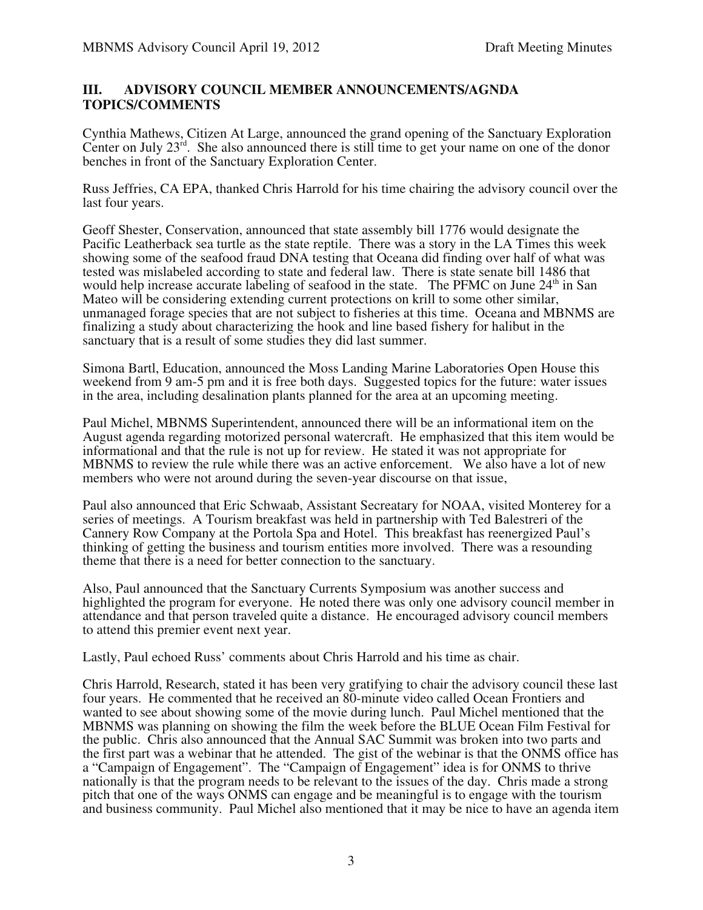## III. ADVISORY COUNCIL MEMBER ANNOUNCEMENTS/AGNDA TOPICS/COMMENTS

Cynthia Mathews, Citizen At Large, announced the grand opening of the Sanctuary Exploration Center on July 23rd. She also announced there is still time to get your name on one of the donor benches in front of the Sanctuary Exploration Center.

Russ Jeffries, CA EPA, thanked Chris Harrold for his time chairing the advisory council over the last four years.

Geoff Shester, Conservation, announced that state assembly bill 1776 would designate the Pacific Leatherback sea turtle as the state reptile. There was a story in the LA Times this week showing some of the seafood fraud DNA testing that Oceana did finding over half of what was tested was mislabeled according to state and federal law. There is state senate bill 1486 that would help increase accurate labeling of seafood in the state. The PFMC on June 24th in San Mateo will be considering extending current protections on krill to some other similar, unmanaged forage species that are not subject to fisheries at this time. Oceana and MBNMS are finalizing a study about characterizing the hook and line based fishery for halibut in the sanctuary that is a result of some studies they did last summer.

Simona Bartl, Education, announced the Moss Landing Marine Laboratories Open House this weekend from 9 am-5 pm and it is free both days. Suggested topics for the future: water issues in the area, including desalination plants planned for the area at an upcoming meeting.

Paul Michel, MBNMS Superintendent, announced there will be an informational item on the August agenda regarding motorized personal watercraft. He emphasized that this item would be informational and that the rule is not up for review. He stated it was not appropriate for MBNMS to review the rule while there was an active enforcement. We also have a lot of new members who were not around during the seven-year discourse on that issue,

Paul also announced that Eric Schwaab, Assistant Secreatary for NOAA, visited Monterey for a series of meetings. A Tourism breakfast was held in partnership with Ted Balestreri of the Cannery Row Company at the Portola Spa and Hotel. This breakfast has reenergized Paul's thinking of getting the business and tourism entities more involved. There was a resounding theme that there is a need for better connection to the sanctuary.

Also, Paul announced that the Sanctuary Currents Symposium was another success and highlighted the program for everyone. He noted there was only one advisory council member in attendance and that person traveled quite a distance. He encouraged advisory council members to attend this premier event next year.

Lastly, Paul echoed Russ' comments about Chris Harrold and his time as chair.

Chris Harrold, Research, stated it has been very gratifying to chair the advisory council these last four years. He commented that he received an 80-minute video called Ocean Frontiers and wanted to see about showing some of the movie during lunch. Paul Michel mentioned that the MBNMS was planning on showing the film the week before the BLUE Ocean Film Festival for the public. Chris also announced that the Annual SAC Summit was broken into two parts and the first part was a webinar that he attended. The gist of the webinar is that the ONMS office has a "Campaign of Engagement". The "Campaign of Engagement" idea is for ONMS to thrive nationally is that the program needs to be relevant to the issues of the day. Chris made a strong pitch that one of the ways ONMS can engage and be meaningful is to engage with the tourism and business community. Paul Michel also mentioned that it may be nice to have an agenda item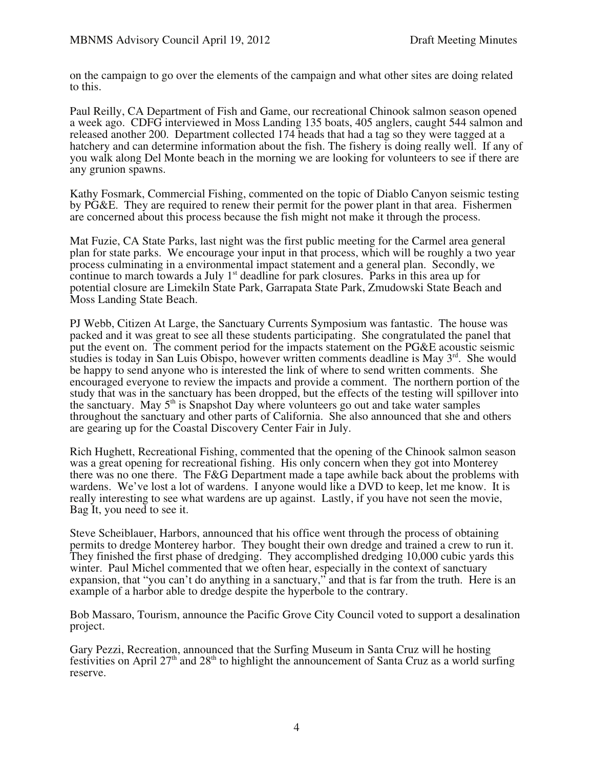on the campaign to go over the elements of the campaign and what other sites are doing related to this.

Paul Reilly, CA Department of Fish and Game, our recreational Chinook salmon season opened a week ago. CDFG interviewed in Moss Landing 135 boats, 405 anglers, caught 544 salmon and released another 200. Department collected 174 heads that had a tag so they were tagged at a hatchery and can determine information about the fish. The fishery is doing really well. If any of you walk along Del Monte beach in the morning we are looking for volunteers to see if there are any grunion spawns.

Kathy Fosmark, Commercial Fishing, commented on the topic of Diablo Canyon seismic testing by PG&E. They are required to renew their permit for the power plant in that area. Fishermen are concerned about this process because the fish might not make it through the process.

Mat Fuzie, CA State Parks, last night was the first public meeting for the Carmel area general plan for state parks. We encourage your input in that process, which will be roughly a two year process culminating in a environmental impact statement and a general plan. Secondly, we continue to march towards a July 1st deadline for park closures. Parks in this area up for potential closure are Limekiln State Park, Garrapata State Park, Zmudowski State Beach and Moss Landing State Beach.

PJ Webb, Citizen At Large, the Sanctuary Currents Symposium was fantastic. The house was packed and it was great to see all these students participating. She congratulated the panel that put the event on. The comment period for the impacts statement on the PG&E acoustic seismic studies is today in San Luis Obispo, however written comments deadline is May 3rd. She would be happy to send anyone who is interested the link of where to send written comments. She encouraged everyone to review the impacts and provide a comment. The northern portion of the study that was in the sanctuary has been dropped, but the effects of the testing will spillover into the sanctuary. May 5th is Snapshot Day where volunteers go out and take water samples throughout the sanctuary and other parts of California. She also announced that she and others are gearing up for the Coastal Discovery Center Fair in July.

Rich Hughett, Recreational Fishing, commented that the opening of the Chinook salmon season was a great opening for recreational fishing. His only concern when they got into Monterey there was no one there. The F&G Department made a tape awhile back about the problems with wardens. We've lost a lot of wardens. I anyone would like a DVD to keep, let me know. It is really interesting to see what wardens are up against. Lastly, if you have not seen the movie, Bag It, you need to see it.

Steve Scheiblauer, Harbors, announced that his office went through the process of obtaining permits to dredge Monterey harbor. They bought their own dredge and trained a crew to run it. They finished the first phase of dredging. They accomplished dredging 10,000 cubic yards this winter. Paul Michel commented that we often hear, especially in the context of sanctuary expansion, that "you can't do anything in a sanctuary," and that is far from the truth. Here is an example of a harbor able to dredge despite the hyperbole to the contrary.

Bob Massaro, Tourism, announce the Pacific Grove City Council voted to support a desalination project.

Gary Pezzi, Recreation, announced that the Surfing Museum in Santa Cruz will he hosting festivities on April 27th and 28th to highlight the announcement of Santa Cruz as a world surfing reserve.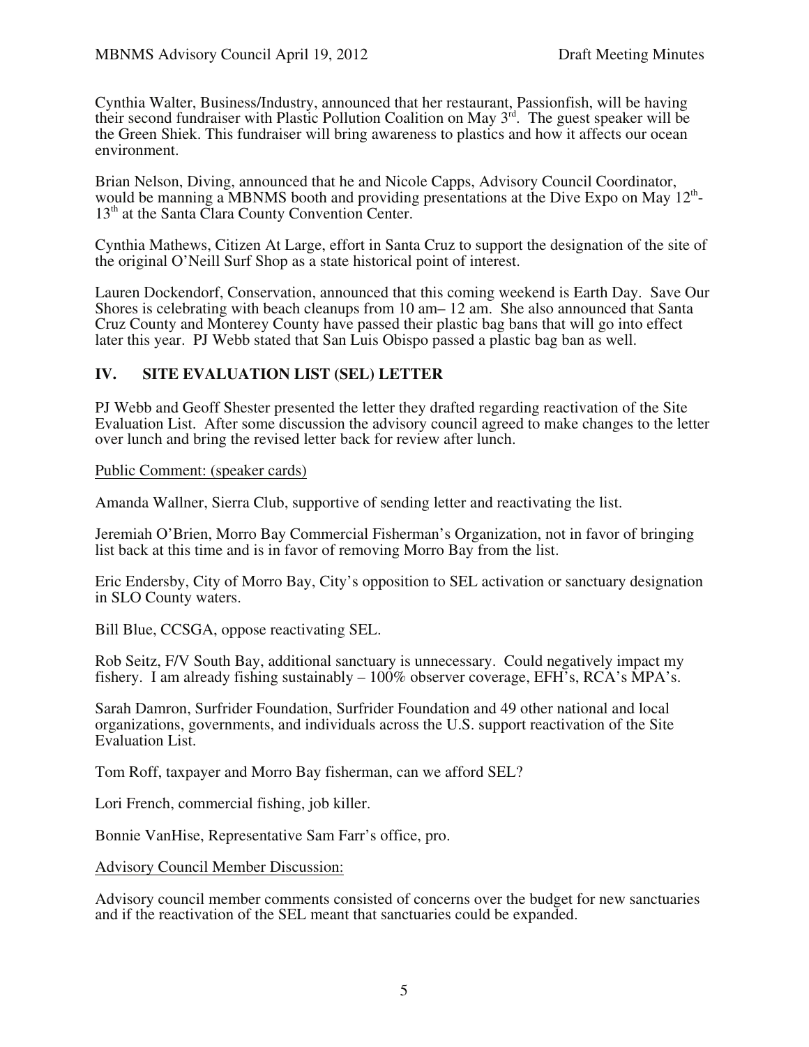Cynthia Walter, Business/Industry, announced that her restaurant, Passionfish, will be having their second fundraiser with Plastic Pollution Coalition on May 3rd. The guest speaker will be the Green Shiek. This fundraiser will bring awareness to plastics and how it affects our ocean environment.

Brian Nelson, Diving, announced that he and Nicole Capps, Advisory Council Coordinator, would be manning a MBNMS booth and providing presentations at the Dive Expo on May 12th-13th at the Santa Clara County Convention Center.

Cynthia Mathews, Citizen At Large, effort in Santa Cruz to support the designation of the site of the original O'Neill Surf Shop as a state historical point of interest.

Lauren Dockendorf, Conservation, announced that this coming weekend is Earth Day. Save Our Shores is celebrating with beach cleanups from 10 am– 12 am. She also announced that Santa Cruz County and Monterey County have passed their plastic bag bans that will go into effect later this year. PJ Webb stated that San Luis Obispo passed a plastic bag ban as well.

## IV. SITE EVALUATION LIST (SEL) LETTER

PJ Webb and Geoff Shester presented the letter they drafted regarding reactivation of the Site Evaluation List. After some discussion the advisory council agreed to make changes to the letter over lunch and bring the revised letter back for review after lunch.

Public Comment: (speaker cards)

Amanda Wallner, Sierra Club, supportive of sending letter and reactivating the list.

Jeremiah O'Brien, Morro Bay Commercial Fisherman's Organization, not in favor of bringing list back at this time and is in favor of removing Morro Bay from the list.

Eric Endersby, City of Morro Bay, City's opposition to SEL activation or sanctuary designation in SLO County waters.

Bill Blue, CCSGA, oppose reactivating SEL.

Rob Seitz, F/V South Bay, additional sanctuary is unnecessary. Could negatively impact my fishery. I am already fishing sustainably – 100% observer coverage, EFH's, RCA's MPA's.

Sarah Damron, Surfrider Foundation, Surfrider Foundation and 49 other national and local organizations, governments, and individuals across the U.S. support reactivation of the Site Evaluation List.

Tom Roff, taxpayer and Morro Bay fisherman, can we afford SEL?

Lori French, commercial fishing, job killer.

Bonnie VanHise, Representative Sam Farr's office, pro.

Advisory Council Member Discussion:

Advisory council member comments consisted of concerns over the budget for new sanctuaries and if the reactivation of the SEL meant that sanctuaries could be expanded.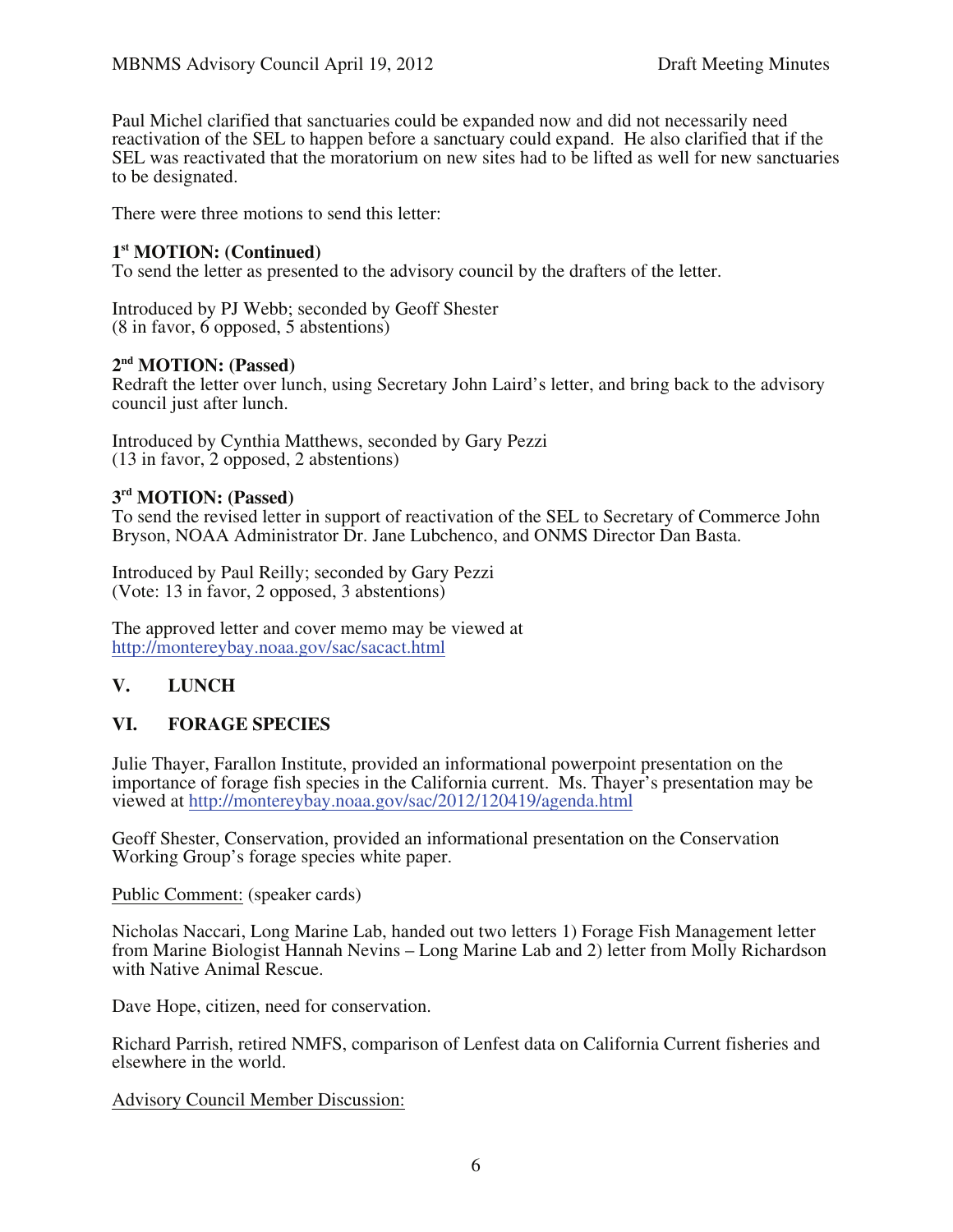Paul Michel clarified that sanctuaries could be expanded now and did not necessarily need reactivation of the SEL to happen before a sanctuary could expand. He also clarified that if the SEL was reactivated that the moratorium on new sites had to be lifted as well for new sanctuaries to be designated.

There were three motions to send this letter:

**1st MOTION: (Continued)**
To send the letter as presented to the advisory council by the drafters of the letter.

Introduced by PJ Webb; seconded by Geoff Shester
(8 in favor, 6 opposed, 5 abstentions)

**2nd MOTION: (Passed)**
Redraft the letter over lunch, using Secretary John Laird's letter, and bring back to the advisory council just after lunch.

Introduced by Cynthia Matthews, seconded by Gary Pezzi
(13 in favor, 2 opposed, 2 abstentions)

**3rd MOTION: (Passed)**
To send the revised letter in support of reactivation of the SEL to Secretary of Commerce John Bryson, NOAA Administrator Dr. Jane Lubchenco, and ONMS Director Dan Basta.

Introduced by Paul Reilly; seconded by Gary Pezzi
(Vote: 13 in favor, 2 opposed, 3 abstentions)

The approved letter and cover memo may be viewed at
http://montereybay.noaa.gov/sac/sacact.html

## V. LUNCH

## VI. FORAGE SPECIES

Julie Thayer, Farallon Institute, provided an informational powerpoint presentation on the importance of forage fish species in the California current. Ms. Thayer's presentation may be viewed at http://montereybay.noaa.gov/sac/2012/120419/agenda.html

Geoff Shester, Conservation, provided an informational presentation on the Conservation Working Group's forage species white paper.

Public Comment: (speaker cards)

Nicholas Naccari, Long Marine Lab, handed out two letters 1) Forage Fish Management letter from Marine Biologist Hannah Nevins – Long Marine Lab and 2) letter from Molly Richardson with Native Animal Rescue.

Dave Hope, citizen, need for conservation.

Richard Parrish, retired NMFS, comparison of Lenfest data on California Current fisheries and elsewhere in the world.

Advisory Council Member Discussion: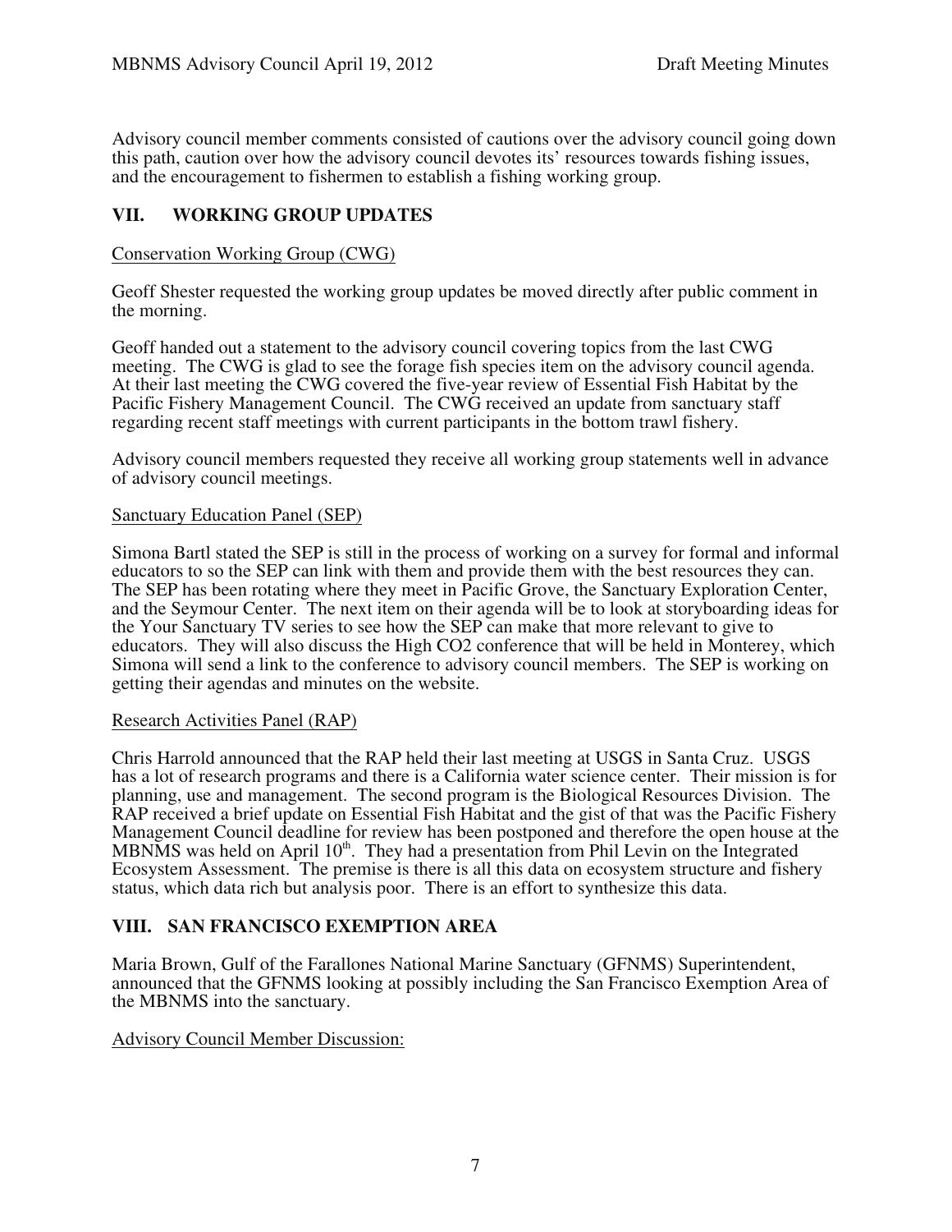Advisory council member comments consisted of cautions over the advisory council going down this path, caution over how the advisory council devotes its' resources towards fishing issues, and the encouragement to fishermen to establish a fishing working group.

## VII. WORKING GROUP UPDATES

Conservation Working Group (CWG)

Geoff Shester requested the working group updates be moved directly after public comment in the morning.

Geoff handed out a statement to the advisory council covering topics from the last CWG meeting. The CWG is glad to see the forage fish species item on the advisory council agenda. At their last meeting the CWG covered the five-year review of Essential Fish Habitat by the Pacific Fishery Management Council. The CWG received an update from sanctuary staff regarding recent staff meetings with current participants in the bottom trawl fishery.

Advisory council members requested they receive all working group statements well in advance of advisory council meetings.

Sanctuary Education Panel (SEP)

Simona Bartl stated the SEP is still in the process of working on a survey for formal and informal educators to so the SEP can link with them and provide them with the best resources they can. The SEP has been rotating where they meet in Pacific Grove, the Sanctuary Exploration Center, and the Seymour Center. The next item on their agenda will be to look at storyboarding ideas for the Your Sanctuary TV series to see how the SEP can make that more relevant to give to educators. They will also discuss the High CO2 conference that will be held in Monterey, which Simona will send a link to the conference to advisory council members. The SEP is working on getting their agendas and minutes on the website.

Research Activities Panel (RAP)

Chris Harrold announced that the RAP held their last meeting at USGS in Santa Cruz. USGS has a lot of research programs and there is a California water science center. Their mission is for planning, use and management. The second program is the Biological Resources Division. The RAP received a brief update on Essential Fish Habitat and the gist of that was the Pacific Fishery Management Council deadline for review has been postponed and therefore the open house at the MBNMS was held on April 10th. They had a presentation from Phil Levin on the Integrated Ecosystem Assessment. The premise is there is all this data on ecosystem structure and fishery status, which data rich but analysis poor. There is an effort to synthesize this data.

## VIII. SAN FRANCISCO EXEMPTION AREA

Maria Brown, Gulf of the Farallones National Marine Sanctuary (GFNMS) Superintendent, announced that the GFNMS looking at possibly including the San Francisco Exemption Area of the MBNMS into the sanctuary.

Advisory Council Member Discussion: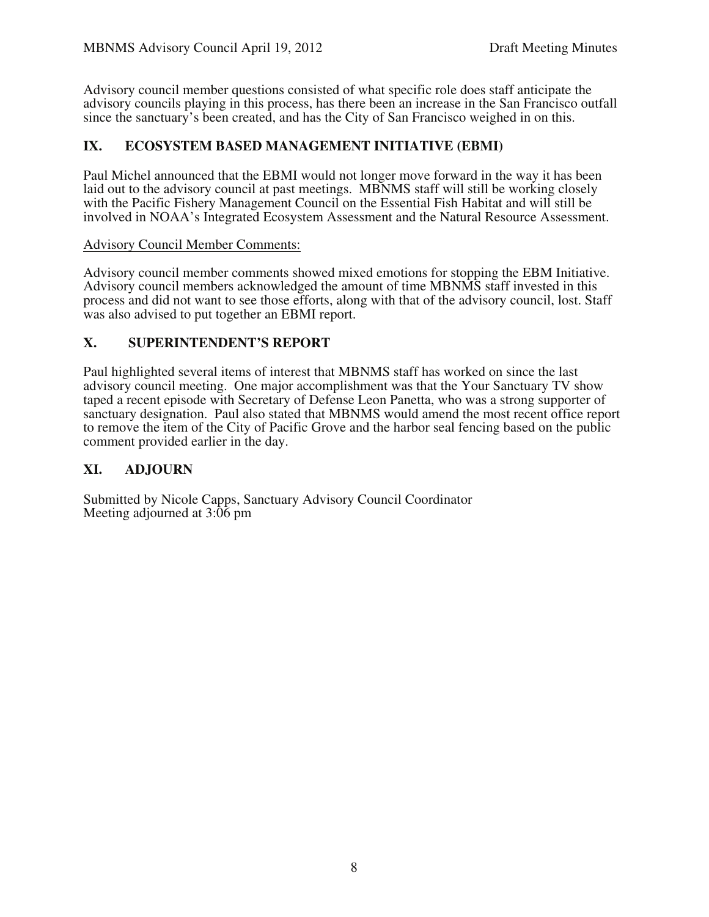Advisory council member questions consisted of what specific role does staff anticipate the advisory councils playing in this process, has there been an increase in the San Francisco outfall since the sanctuary's been created, and has the City of San Francisco weighed in on this.

## IX. ECOSYSTEM BASED MANAGEMENT INITIATIVE (EBMI)

Paul Michel announced that the EBMI would not longer move forward in the way it has been laid out to the advisory council at past meetings. MBNMS staff will still be working closely with the Pacific Fishery Management Council on the Essential Fish Habitat and will still be involved in NOAA's Integrated Ecosystem Assessment and the Natural Resource Assessment.

Advisory Council Member Comments:

Advisory council member comments showed mixed emotions for stopping the EBM Initiative. Advisory council members acknowledged the amount of time MBNMS staff invested in this process and did not want to see those efforts, along with that of the advisory council, lost. Staff was also advised to put together an EBMI report.

## X. SUPERINTENDENT'S REPORT

Paul highlighted several items of interest that MBNMS staff has worked on since the last advisory council meeting. One major accomplishment was that the Your Sanctuary TV show taped a recent episode with Secretary of Defense Leon Panetta, who was a strong supporter of sanctuary designation. Paul also stated that MBNMS would amend the most recent office report to remove the item of the City of Pacific Grove and the harbor seal fencing based on the public comment provided earlier in the day.

## XI. ADJOURN

Submitted by Nicole Capps, Sanctuary Advisory Council Coordinator
Meeting adjourned at 3:06 pm